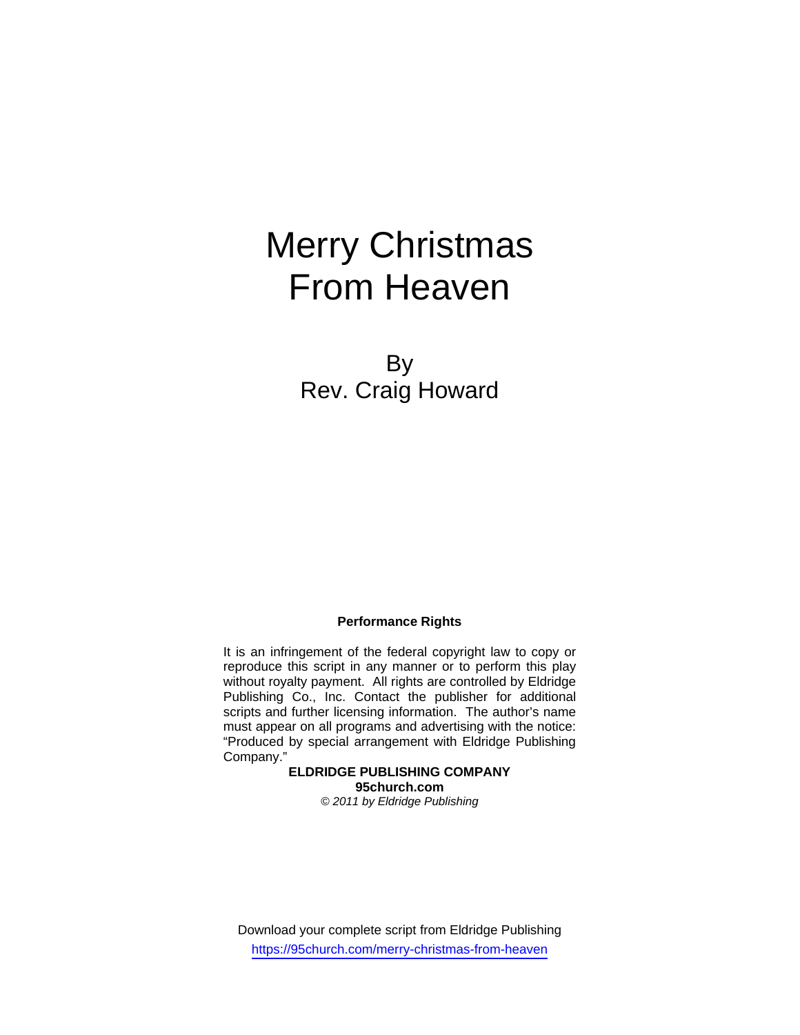# Merry Christmas From Heaven

By
Rev. Craig Howard

**Performance Rights**

It is an infringement of the federal copyright law to copy or reproduce this script in any manner or to perform this play without royalty payment. All rights are controlled by Eldridge Publishing Co., Inc. Contact the publisher for additional scripts and further licensing information. The author's name must appear on all programs and advertising with the notice: "Produced by special arrangement with Eldridge Publishing Company."

**ELDRIDGE PUBLISHING COMPANY**
**95church.com**
*© 2011 by Eldridge Publishing*

Download your complete script from Eldridge Publishing
https://95church.com/merry-christmas-from-heaven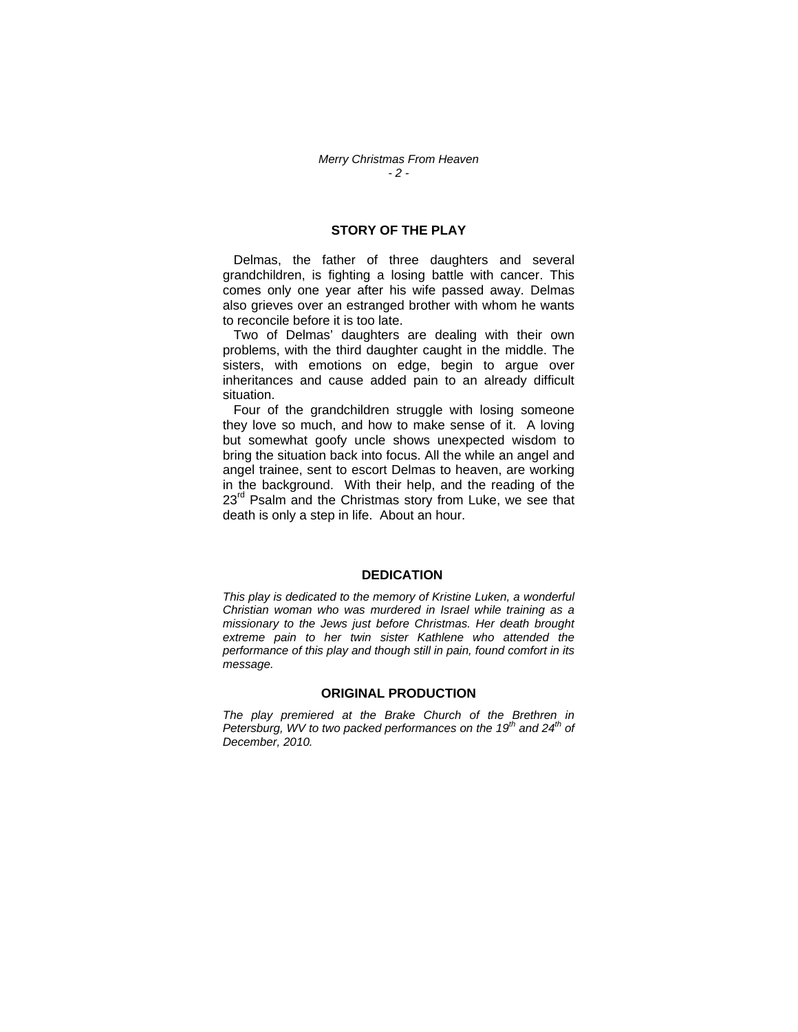## STORY OF THE PLAY

Delmas, the father of three daughters and several grandchildren, is fighting a losing battle with cancer. This comes only one year after his wife passed away. Delmas also grieves over an estranged brother with whom he wants to reconcile before it is too late.

Two of Delmas' daughters are dealing with their own problems, with the third daughter caught in the middle. The sisters, with emotions on edge, begin to argue over inheritances and cause added pain to an already difficult situation.

Four of the grandchildren struggle with losing someone they love so much, and how to make sense of it. A loving but somewhat goofy uncle shows unexpected wisdom to bring the situation back into focus. All the while an angel and angel trainee, sent to escort Delmas to heaven, are working in the background. With their help, and the reading of the 23rd Psalm and the Christmas story from Luke, we see that death is only a step in life. About an hour.

## DEDICATION

*This play is dedicated to the memory of Kristine Luken, a wonderful Christian woman who was murdered in Israel while training as a missionary to the Jews just before Christmas. Her death brought extreme pain to her twin sister Kathlene who attended the performance of this play and though still in pain, found comfort in its message.*

## ORIGINAL PRODUCTION

*The play premiered at the Brake Church of the Brethren in Petersburg, WV to two packed performances on the 19th and 24th of December, 2010.*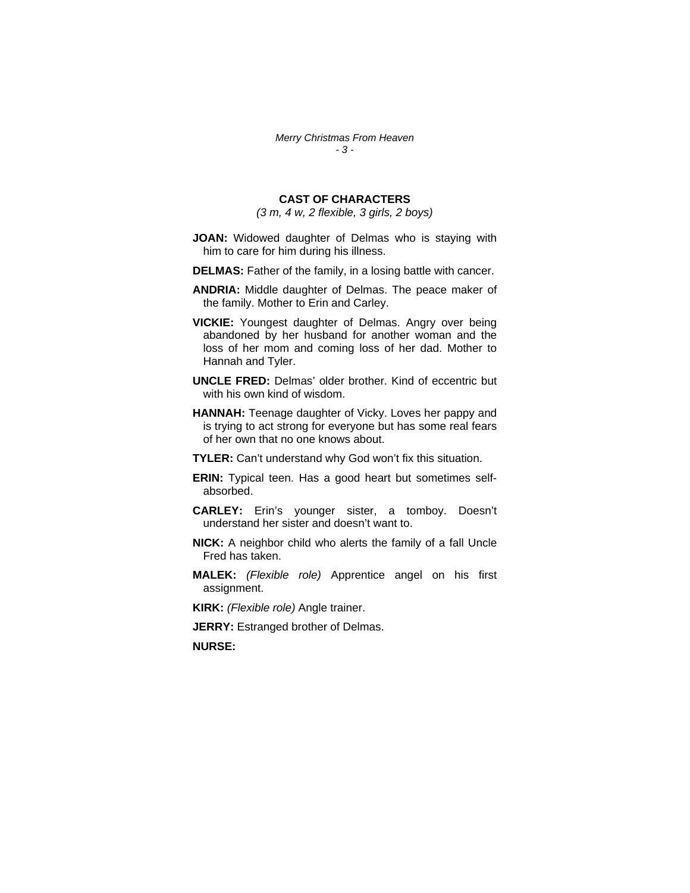## CAST OF CHARACTERS

*(3 m, 4 w, 2 flexible, 3 girls, 2 boys)*

**JOAN:** Widowed daughter of Delmas who is staying with him to care for him during his illness.

**DELMAS:** Father of the family, in a losing battle with cancer.

**ANDRIA:** Middle daughter of Delmas. The peace maker of the family. Mother to Erin and Carley.

**VICKIE:** Youngest daughter of Delmas. Angry over being abandoned by her husband for another woman and the loss of her mom and coming loss of her dad. Mother to Hannah and Tyler.

**UNCLE FRED:** Delmas' older brother. Kind of eccentric but with his own kind of wisdom.

**HANNAH:** Teenage daughter of Vicky. Loves her pappy and is trying to act strong for everyone but has some real fears of her own that no one knows about.

**TYLER:** Can't understand why God won't fix this situation.

**ERIN:** Typical teen. Has a good heart but sometimes self-absorbed.

**CARLEY:** Erin's younger sister, a tomboy. Doesn't understand her sister and doesn't want to.

**NICK:** A neighbor child who alerts the family of a fall Uncle Fred has taken.

**MALEK:** *(Flexible role)* Apprentice angel on his first assignment.

**KIRK:** *(Flexible role)* Angle trainer.

**JERRY:** Estranged brother of Delmas.

**NURSE:**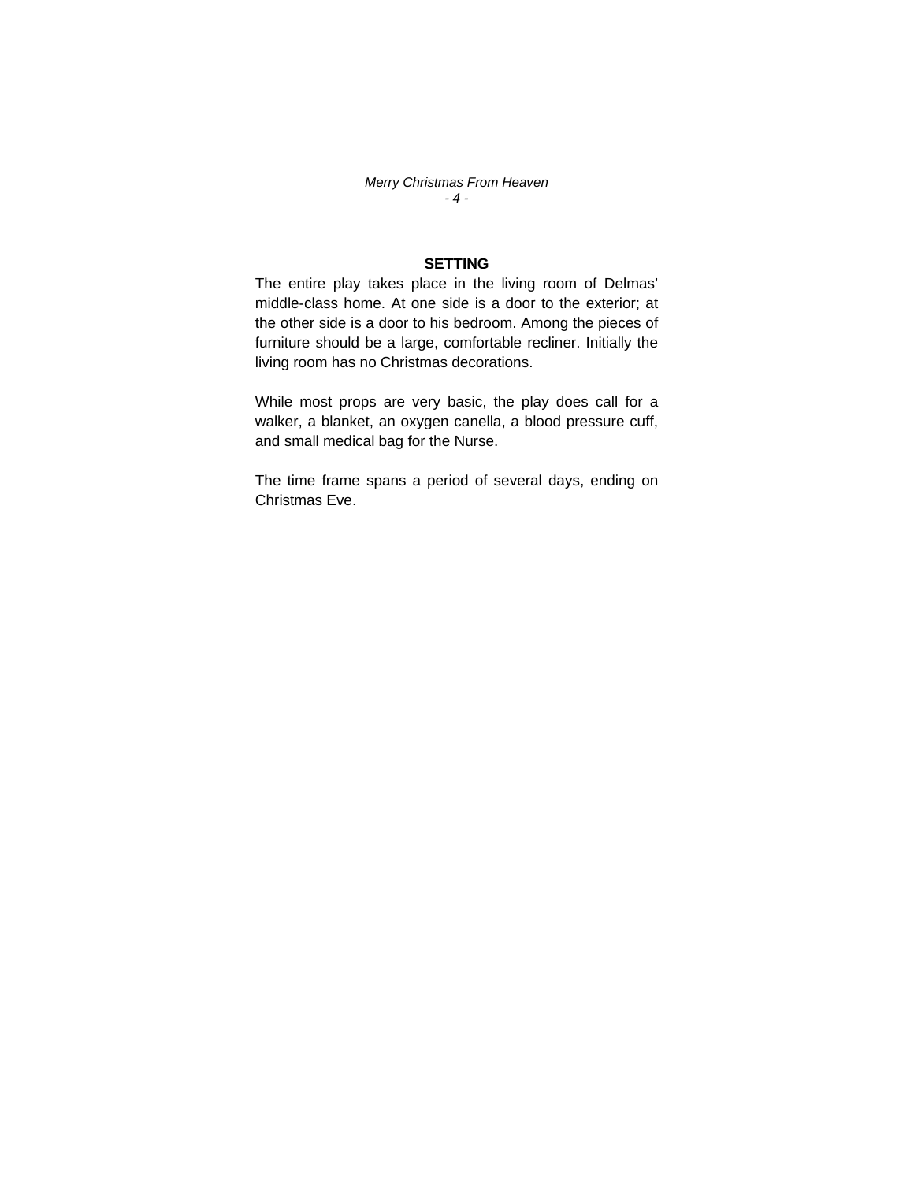## SETTING

The entire play takes place in the living room of Delmas' middle-class home. At one side is a door to the exterior; at the other side is a door to his bedroom. Among the pieces of furniture should be a large, comfortable recliner. Initially the living room has no Christmas decorations.

While most props are very basic, the play does call for a walker, a blanket, an oxygen canella, a blood pressure cuff, and small medical bag for the Nurse.

The time frame spans a period of several days, ending on Christmas Eve.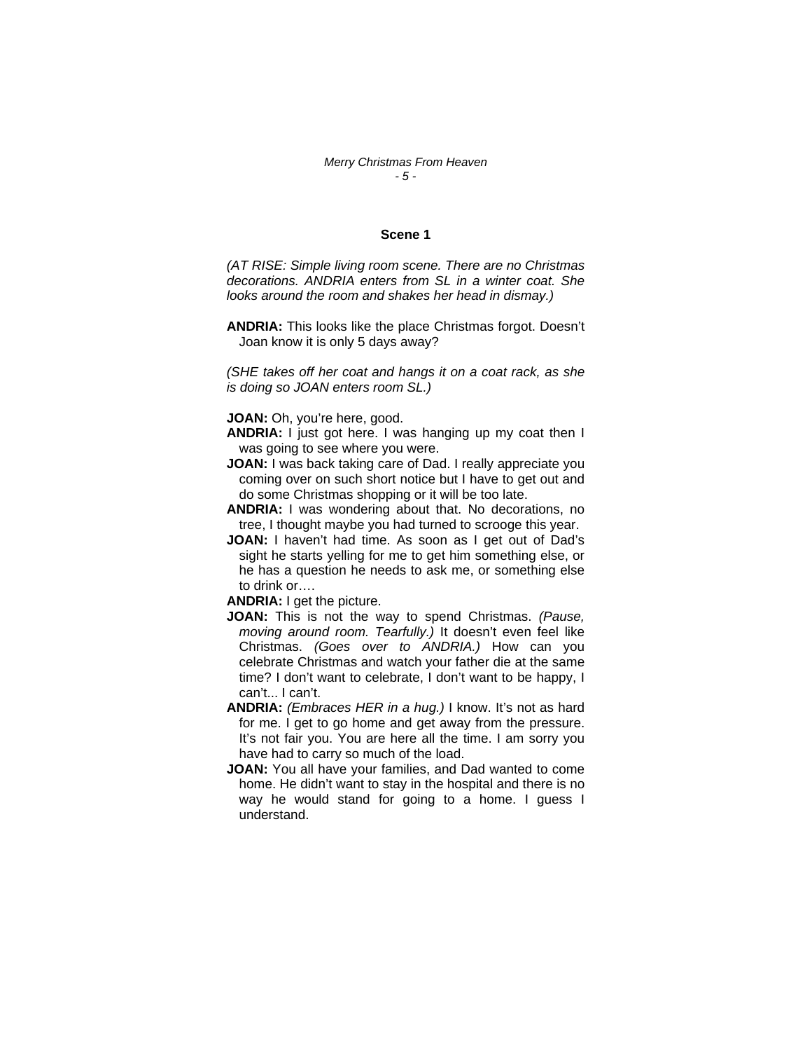## Scene 1

*(AT RISE: Simple living room scene. There are no Christmas decorations. ANDRIA enters from SL in a winter coat. She looks around the room and shakes her head in dismay.)*

**ANDRIA:** This looks like the place Christmas forgot. Doesn't Joan know it is only 5 days away?

*(SHE takes off her coat and hangs it on a coat rack, as she is doing so JOAN enters room SL.)*

**JOAN:** Oh, you're here, good.

**ANDRIA:** I just got here. I was hanging up my coat then I was going to see where you were.

**JOAN:** I was back taking care of Dad. I really appreciate you coming over on such short notice but I have to get out and do some Christmas shopping or it will be too late.

**ANDRIA:** I was wondering about that. No decorations, no tree, I thought maybe you had turned to scrooge this year.

**JOAN:** I haven't had time. As soon as I get out of Dad's sight he starts yelling for me to get him something else, or he has a question he needs to ask me, or something else to drink or….

**ANDRIA:** I get the picture.

**JOAN:** This is not the way to spend Christmas. *(Pause, moving around room. Tearfully.)* It doesn't even feel like Christmas. *(Goes over to ANDRIA.)* How can you celebrate Christmas and watch your father die at the same time? I don't want to celebrate, I don't want to be happy, I can't... I can't.

**ANDRIA:** *(Embraces HER in a hug.)* I know. It's not as hard for me. I get to go home and get away from the pressure. It's not fair you. You are here all the time. I am sorry you have had to carry so much of the load.

**JOAN:** You all have your families, and Dad wanted to come home. He didn't want to stay in the hospital and there is no way he would stand for going to a home. I guess I understand.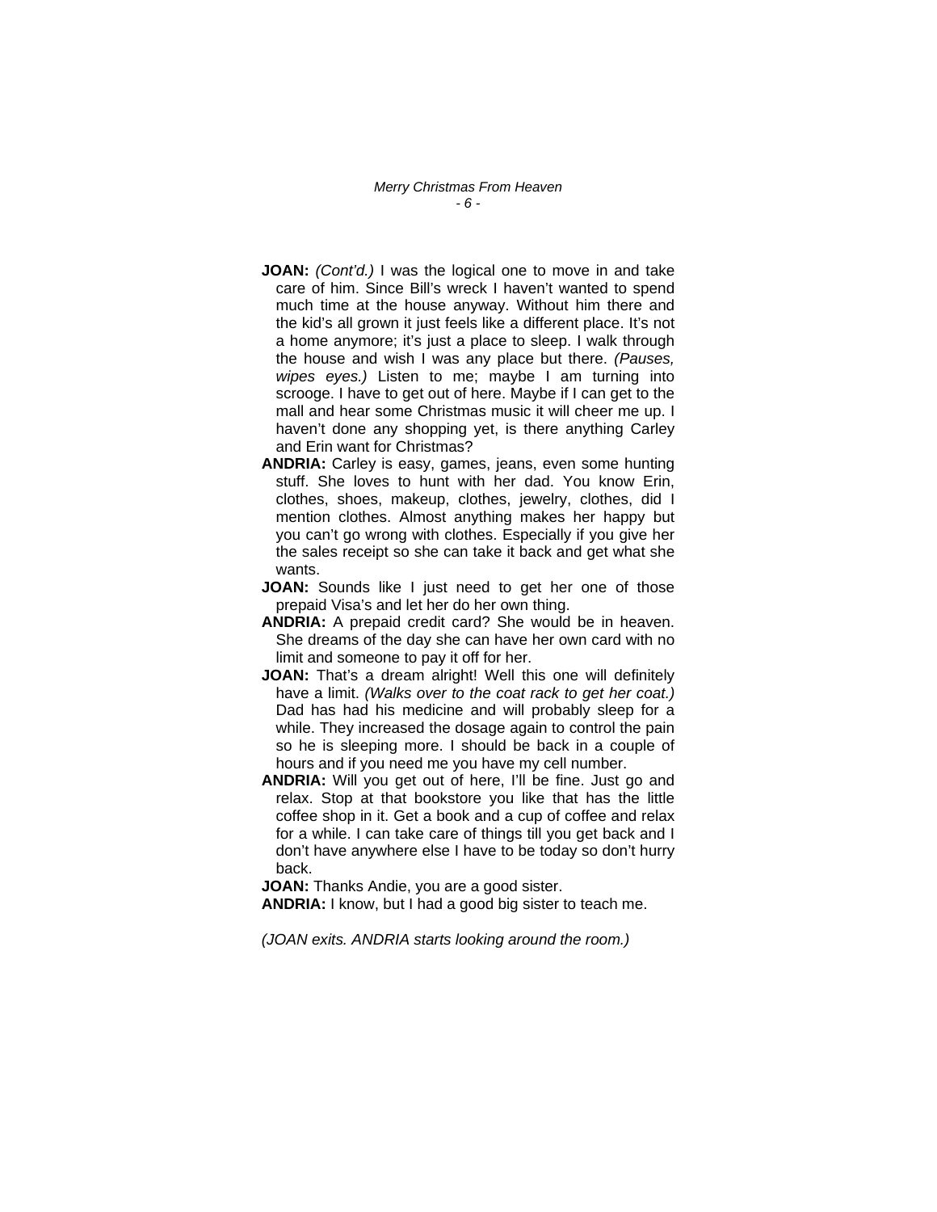**JOAN:** *(Cont'd.)* I was the logical one to move in and take care of him. Since Bill's wreck I haven't wanted to spend much time at the house anyway. Without him there and the kid's all grown it just feels like a different place. It's not a home anymore; it's just a place to sleep. I walk through the house and wish I was any place but there. *(Pauses, wipes eyes.)* Listen to me; maybe I am turning into scrooge. I have to get out of here. Maybe if I can get to the mall and hear some Christmas music it will cheer me up. I haven't done any shopping yet, is there anything Carley and Erin want for Christmas?

**ANDRIA:** Carley is easy, games, jeans, even some hunting stuff. She loves to hunt with her dad. You know Erin, clothes, shoes, makeup, clothes, jewelry, clothes, did I mention clothes. Almost anything makes her happy but you can't go wrong with clothes. Especially if you give her the sales receipt so she can take it back and get what she wants.

**JOAN:** Sounds like I just need to get her one of those prepaid Visa's and let her do her own thing.

**ANDRIA:** A prepaid credit card? She would be in heaven. She dreams of the day she can have her own card with no limit and someone to pay it off for her.

**JOAN:** That's a dream alright! Well this one will definitely have a limit. *(Walks over to the coat rack to get her coat.)* Dad has had his medicine and will probably sleep for a while. They increased the dosage again to control the pain so he is sleeping more. I should be back in a couple of hours and if you need me you have my cell number.

**ANDRIA:** Will you get out of here, I'll be fine. Just go and relax. Stop at that bookstore you like that has the little coffee shop in it. Get a book and a cup of coffee and relax for a while. I can take care of things till you get back and I don't have anywhere else I have to be today so don't hurry back.

**JOAN:** Thanks Andie, you are a good sister.

**ANDRIA:** I know, but I had a good big sister to teach me.

*(JOAN exits. ANDRIA starts looking around the room.)*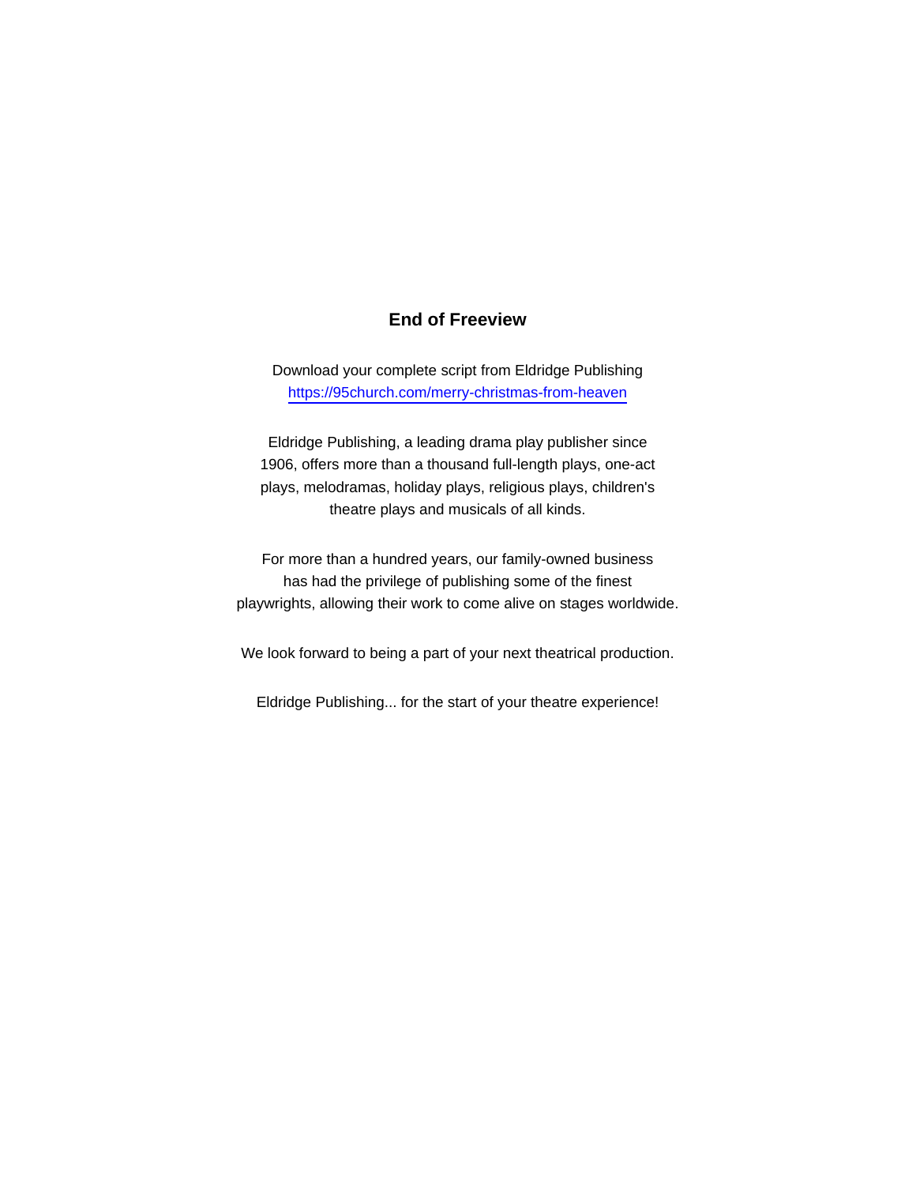## End of Freeview

Download your complete script from Eldridge Publishing
https://95church.com/merry-christmas-from-heaven

Eldridge Publishing, a leading drama play publisher since 1906, offers more than a thousand full-length plays, one-act plays, melodramas, holiday plays, religious plays, children's theatre plays and musicals of all kinds.

For more than a hundred years, our family-owned business has had the privilege of publishing some of the finest playwrights, allowing their work to come alive on stages worldwide.

We look forward to being a part of your next theatrical production.

Eldridge Publishing... for the start of your theatre experience!